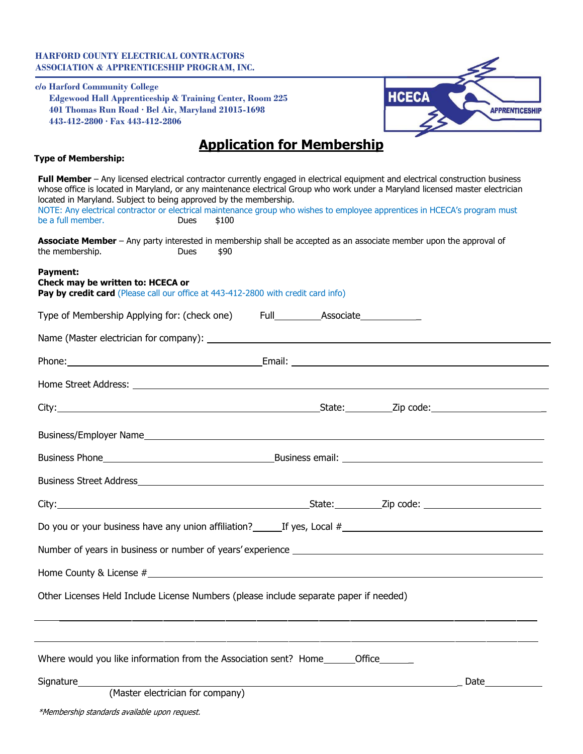**HARFORD COUNTY ELECTRICAL CONTRACTORS ASSOCIATION & APPRENTICESHIP PROGRAM, INC.**

**c/o Harford Community College**
**Edgewood Hall Apprenticeship & Training Center, Room 225**
**401 Thomas Run Road · Bel Air, Maryland 21015-1698**
**443-412-2800 · Fax 443-412-2806**

HCECA APPRENTICESHIP

# Application for Membership

**Type of Membership:**

**Full Member** – Any licensed electrical contractor currently engaged in electrical equipment and electrical construction business whose office is located in Maryland, or any maintenance electrical Group who work under a Maryland licensed master electrician located in Maryland. Subject to being approved by the membership.
NOTE: Any electrical contractor or electrical maintenance group who wishes to employee apprentices in HCECA's program must be a full member. Dues $100

**Associate Member** – Any party interested in membership shall be accepted as an associate member upon the approval of the membership. Dues $90

**Payment:**
**Check may be written to: HCECA or**
**Pay by credit card** (Please call our office at 443-412-2800 with credit card info)

Type of Membership Applying for: (check one) Full\_\_\_\_\_\_\_\_\_ Associate\_\_\_\_\_\_\_\_\_\_\_\_

Name (Master electrician for company): \_\_\_\_\_\_\_\_\_\_\_\_\_\_\_\_\_\_\_\_\_\_\_\_\_\_\_\_\_\_\_\_\_\_\_\_\_\_\_\_

Phone: \_\_\_\_\_\_\_\_\_\_\_\_\_\_\_\_\_\_\_\_\_\_\_\_ Email: \_\_\_\_\_\_\_\_\_\_\_\_\_\_\_\_\_\_\_\_\_\_\_\_\_\_\_\_\_\_

Home Street Address: \_\_\_\_\_\_\_\_\_\_\_\_\_\_\_\_\_\_\_\_\_\_\_\_\_\_\_\_\_\_\_\_\_\_\_\_\_\_\_\_\_\_\_\_\_\_\_\_

City: \_\_\_\_\_\_\_\_\_\_\_\_\_\_\_\_\_\_\_\_\_\_\_\_\_\_\_\_\_\_\_\_ State: \_\_\_\_\_\_\_\_\_ Zip code: \_\_\_\_\_\_\_\_\_\_\_\_\_\_\_\_\_

Business/Employer Name \_\_\_\_\_\_\_\_\_\_\_\_\_\_\_\_\_\_\_\_\_\_\_\_\_\_\_\_\_\_\_\_\_\_\_\_\_\_\_\_\_\_\_\_\_\_\_\_\_

Business Phone \_\_\_\_\_\_\_\_\_\_\_\_\_\_\_\_\_\_\_\_\_\_\_\_\_ Business email: \_\_\_\_\_\_\_\_\_\_\_\_\_\_\_\_\_\_\_\_\_\_\_\_\_\_

Business Street Address \_\_\_\_\_\_\_\_\_\_\_\_\_\_\_\_\_\_\_\_\_\_\_\_\_\_\_\_\_\_\_\_\_\_\_\_\_\_\_\_\_\_\_\_\_\_\_\_\_\_

City: \_\_\_\_\_\_\_\_\_\_\_\_\_\_\_\_\_\_\_\_\_\_\_\_\_\_\_\_\_\_\_\_ State: \_\_\_\_\_\_\_\_\_ Zip code: \_\_\_\_\_\_\_\_\_\_\_\_\_\_\_\_\_

Do you or your business have any union affiliation? \_\_\_\_\_ If yes, Local # \_\_\_\_\_\_\_\_\_\_\_\_\_\_\_\_\_\_\_\_\_\_\_\_\_\_

Number of years in business or number of years' experience \_\_\_\_\_\_\_\_\_\_\_\_\_\_\_\_\_\_\_\_\_\_\_\_\_\_\_\_\_\_

Home County & License # \_\_\_\_\_\_\_\_\_\_\_\_\_\_\_\_\_\_\_\_\_\_\_\_\_\_\_\_\_\_\_\_\_\_\_\_\_\_\_\_\_\_\_\_\_\_\_\_\_\_

Other Licenses Held Include License Numbers (please include separate paper if needed)

\_\_\_\_\_\_\_\_\_\_\_\_\_\_\_\_\_\_\_\_\_\_\_\_\_\_\_\_\_\_\_\_\_\_\_\_\_\_\_\_\_\_\_\_\_\_\_\_\_\_\_\_\_\_\_\_\_\_\_\_\_\_\_\_\_\_\_\_\_\_\_\_\_\_\_\_

\_\_\_\_\_\_\_\_\_\_\_\_\_\_\_\_\_\_\_\_\_\_\_\_\_\_\_\_\_\_\_\_\_\_\_\_\_\_\_\_\_\_\_\_\_\_\_\_\_\_\_\_\_\_\_\_\_\_\_\_\_\_\_\_\_\_\_\_\_\_\_\_\_\_\_\_

Where would you like information from the Association sent? Home\_\_\_\_\_\_ Office\_\_\_\_\_\_

Signature \_\_\_\_\_\_\_\_\_\_\_\_\_\_\_\_\_\_\_\_\_\_\_\_\_\_\_\_\_\_\_\_\_\_\_\_\_\_\_\_\_\_\_\_\_\_\_\_\_\_\_\_\_\_ Date \_\_\_\_\_\_\_\_\_\_\_
(Master electrician for company)

*\*Membership standards available upon request.*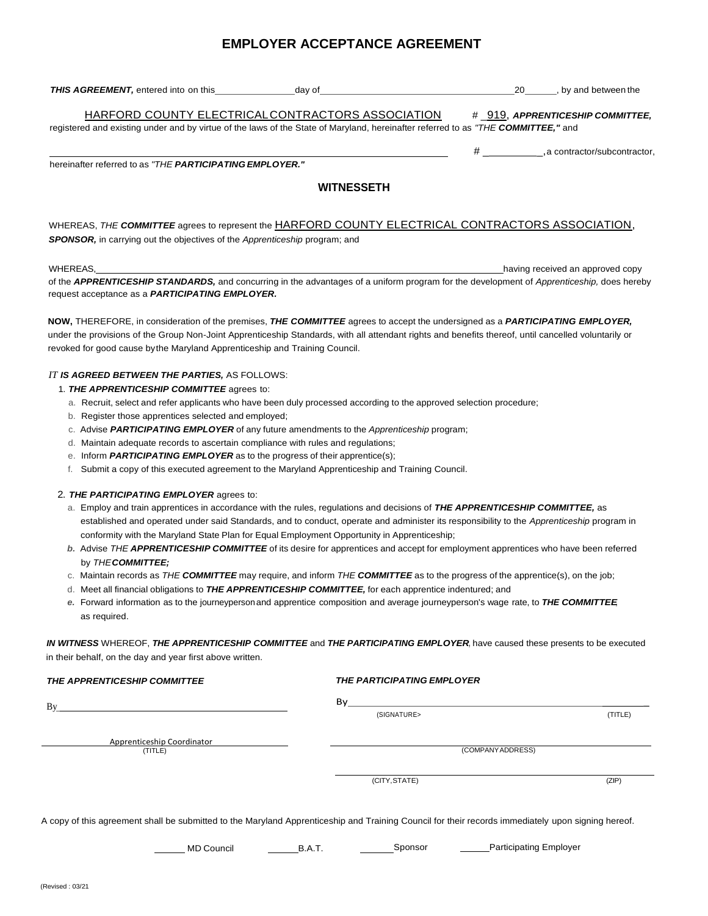# EMPLOYER ACCEPTANCE AGREEMENT

***THIS AGREEMENT,*** entered into on this_______________day of____________________________________20______, by and between the

HARFORD COUNTY ELECTRICAL CONTRACTORS ASSOCIATION # 919, ***APPRENTICESHIP COMMITTEE,*** registered and existing under and by virtue of the laws of the State of Maryland, hereinafter referred to as *"THE **COMMITTEE,**"* and

______________________________________________________________ # __________, a contractor/subcontractor, hereinafter referred to as *"THE **PARTICIPATING EMPLOYER.**"*

## WITNESSETH

WHEREAS, *THE **COMMITTEE*** agrees to represent the HARFORD COUNTY ELECTRICAL CONTRACTORS ASSOCIATION, ***SPONSOR,*** in carrying out the objectives of the *Apprenticeship* program; and

WHEREAS, ______________________________________________________________ having received an approved copy of the ***APPRENTICESHIP STANDARDS,*** and concurring in the advantages of a uniform program for the development of *Apprenticeship,* does hereby request acceptance as a ***PARTICIPATING EMPLOYER.***

**NOW,** THEREFORE, in consideration of the premises, ***THE COMMITTEE*** agrees to accept the undersigned as a ***PARTICIPATING EMPLOYER,*** under the provisions of the Group Non-Joint Apprenticeship Standards, with all attendant rights and benefits thereof, until cancelled voluntarily or revoked for good cause by the Maryland Apprenticeship and Training Council.

***IT IS AGREED BETWEEN THE PARTIES,*** AS FOLLOWS:

1. ***THE APPRENTICESHIP COMMITTEE*** agrees to:
   a. Recruit, select and refer applicants who have been duly processed according to the approved selection procedure;
   b. Register those apprentices selected and employed;
   c. Advise ***PARTICIPATING EMPLOYER*** of any future amendments to the *Apprenticeship* program;
   d. Maintain adequate records to ascertain compliance with rules and regulations;
   e. Inform ***PARTICIPATING EMPLOYER*** as to the progress of their apprentice(s);
   f. Submit a copy of this executed agreement to the Maryland Apprenticeship and Training Council.

2. ***THE PARTICIPATING EMPLOYER*** agrees to:
   a. Employ and train apprentices in accordance with the rules, regulations and decisions of ***THE APPRENTICESHIP COMMITTEE,*** as established and operated under said Standards, and to conduct, operate and administer its responsibility to the *Apprenticeship* program in conformity with the Maryland State Plan for Equal Employment Opportunity in Apprenticeship;
   ***b.*** Advise *THE **APPRENTICESHIP COMMITTEE*** of its desire for apprentices and accept for employment apprentices who have been referred by *THE **COMMITTEE;***
   c. Maintain records as *THE **COMMITTEE*** may require, and inform *THE **COMMITTEE*** as to the progress of the apprentice(s), on the job;
   d. Meet all financial obligations to ***THE APPRENTICESHIP COMMITTEE,*** for each apprentice indentured; and
   ***e.*** Forward information as to the journeyperson and apprentice composition and average journeyperson's wage rate, to ***THE COMMITTEE,*** as required.

***IN WITNESS*** WHEREOF, ***THE APPRENTICESHIP COMMITTEE*** and ***THE PARTICIPATING EMPLOYER,*** have caused these presents to be executed in their behalf, on the day and year first above written.

| ***THE APPRENTICESHIP COMMITTEE*** | ***THE PARTICIPATING EMPLOYER*** | |
|---|---|---|
| By______________________ | By______________________ (SIGNATURE) | (TITLE) |
| Apprenticeship Coordinator (TITLE) | (COMPANY ADDRESS) | |
| | (CITY, STATE) | (ZIP) |

A copy of this agreement shall be submitted to the Maryland Apprenticeship and Training Council for their records immediately upon signing hereof.

_____ MD Council  _____ B.A.T.  _____ Sponsor  _____ Participating Employer

(Revised : 03/21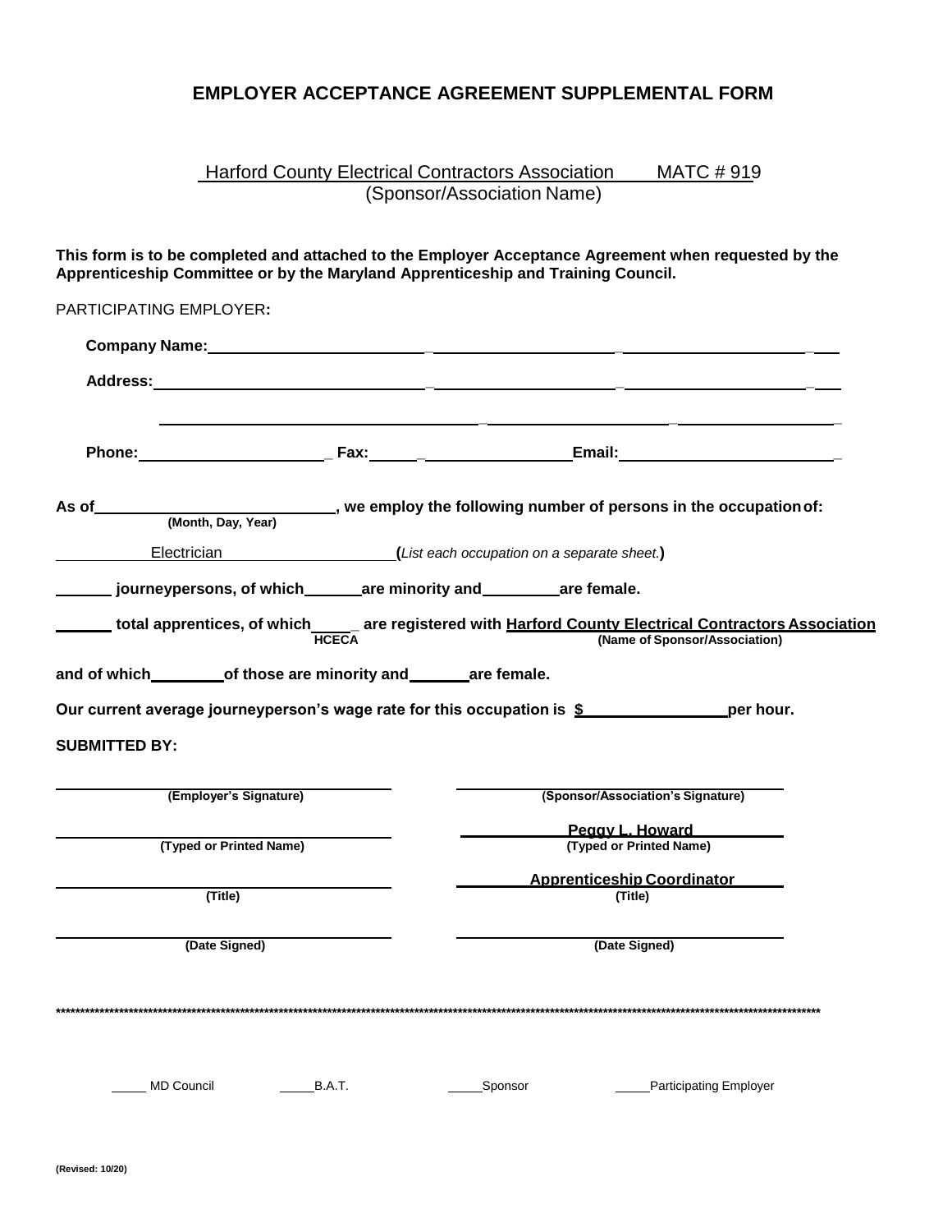# EMPLOYER ACCEPTANCE AGREEMENT SUPPLEMENTAL FORM

Harford County Electrical Contractors Association MATC # 919
(Sponsor/Association Name)

**This form is to be completed and attached to the Employer Acceptance Agreement when requested by the Apprenticeship Committee or by the Maryland Apprenticeship and Training Council.**

PARTICIPATING EMPLOYER**:**

**Company Name:**\_\_\_\_\_\_\_\_\_\_\_\_\_\_\_\_\_\_\_\_\_\_\_\_\_\_\_\_\_\_\_\_\_\_\_\_\_\_\_\_\_\_\_\_\_\_\_\_\_\_\_\_\_\_\_\_\_\_\_\_\_\_\_\_

**Address:**\_\_\_\_\_\_\_\_\_\_\_\_\_\_\_\_\_\_\_\_\_\_\_\_\_\_\_\_\_\_\_\_\_\_\_\_\_\_\_\_\_\_\_\_\_\_\_\_\_\_\_\_\_\_\_\_\_\_\_\_\_\_\_\_\_\_\_\_\_\_

\_\_\_\_\_\_\_\_\_\_\_\_\_\_\_\_\_\_\_\_\_\_\_\_\_\_\_\_\_\_\_\_\_\_\_\_\_\_\_\_\_\_\_\_\_\_\_\_\_\_\_\_\_\_\_\_\_\_\_\_\_\_\_\_\_\_\_\_\_\_\_\_\_\_\_\_

**Phone:**\_\_\_\_\_\_\_\_\_\_\_\_\_\_\_\_\_\_\_\_\_\_\_ **Fax:**\_\_\_\_\_\_\_\_\_\_\_\_\_\_\_\_\_\_\_\_\_\_\_\_\_\_ **Email:**\_\_\_\_\_\_\_\_\_\_\_\_\_\_\_\_\_\_\_\_\_\_\_\_\_\_\_

**As of**\_\_\_\_\_\_\_\_\_\_\_\_\_\_\_\_\_\_\_\_\_\_\_\_\_\_\_\_**, we employ the following number of persons in the occupation of:**
**(Month, Day, Year)**

Electrician **(***List each occupation on a separate sheet.***)**

**\_\_\_\_\_\_ journeypersons, of which\_\_\_\_\_\_are minority and\_\_\_\_\_\_\_\_\_are female.**

**\_\_\_\_\_\_ total apprentices, of which\_\_\_\_\_ are registered with Harford County Electrical Contractors Association**
**HCECA** **(Name of Sponsor/Association)**

**and of which\_\_\_\_\_\_\_\_of those are minority and\_\_\_\_\_\_\_are female.**

**Our current average journeyperson's wage rate for this occupation is $\_\_\_\_\_\_\_\_\_\_\_\_\_\_\_\_per hour.**

**SUBMITTED BY:**

| | |
|---|---|
| \_\_\_\_\_\_\_\_\_\_\_\_\_\_\_\_\_\_\_\_\_\_\_\_\_\_\_\_\_\_ **(Employer's Signature)** | \_\_\_\_\_\_\_\_\_\_\_\_\_\_\_\_\_\_\_\_\_\_\_\_\_\_\_\_\_\_ **(Sponsor/Association's Signature)** |
| \_\_\_\_\_\_\_\_\_\_\_\_\_\_\_\_\_\_\_\_\_\_\_\_\_\_\_\_\_\_ **(Typed or Printed Name)** | **Peggy L. Howard** **(Typed or Printed Name)** |
| \_\_\_\_\_\_\_\_\_\_\_\_\_\_\_\_\_\_\_\_\_\_\_\_\_\_\_\_\_\_ **(Title)** | **Apprenticeship Coordinator** **(Title)** |
| \_\_\_\_\_\_\_\_\_\_\_\_\_\_\_\_\_\_\_\_\_\_\_\_\_\_\_\_\_\_ **(Date Signed)** | \_\_\_\_\_\_\_\_\_\_\_\_\_\_\_\_\_\_\_\_\_\_\_\_\_\_\_\_\_\_ **(Date Signed)** |

************************************************************************************************************************************************

\_\_\_\_\_ MD Council \_\_\_\_\_B.A.T. \_\_\_\_\_Sponsor \_\_\_\_\_Participating Employer

**(Revised: 10/20)**